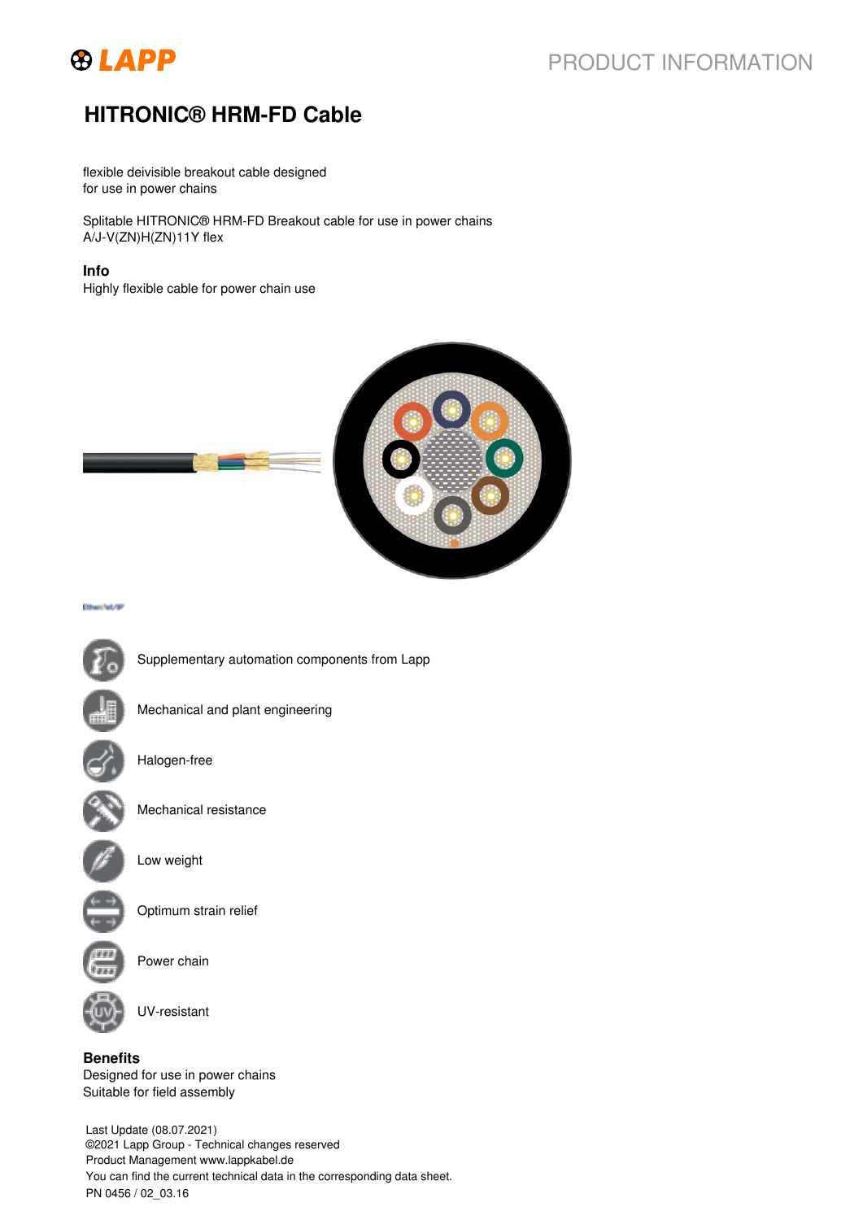# HITRONIC® HRM-FD Cable

flexible deivisible breakout cable designed
for use in power chains

Splitable HITRONIC® HRM-FD Breakout cable for use in power chains
A/J-V(ZN)H(ZN)11Y flex

**Info**
Highly flexible cable for power chain use

EtherNet/IP

- Supplementary automation components from Lapp
- Mechanical and plant engineering
- Halogen-free
- Mechanical resistance
- Low weight
- Optimum strain relief
- Power chain
- UV-resistant

**Benefits**
Designed for use in power chains
Suitable for field assembly

Last Update (08.07.2021)
©2021 Lapp Group - Technical changes reserved
Product Management www.lappkabel.de
You can find the current technical data in the corresponding data sheet.
PN 0456 / 02_03.16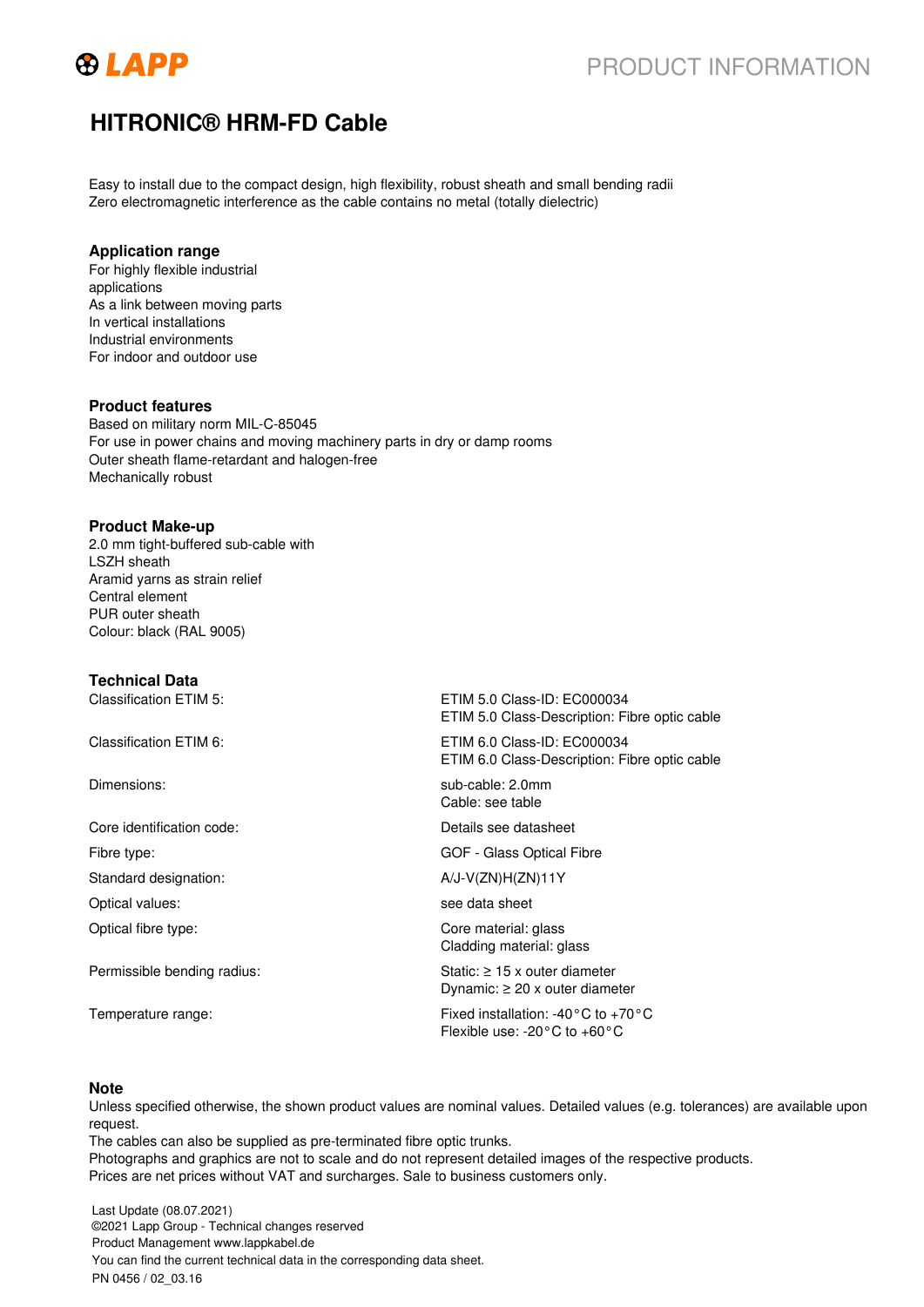# HITRONIC® HRM-FD Cable

Easy to install due to the compact design, high flexibility, robust sheath and small bending radii
Zero electromagnetic interference as the cable contains no metal (totally dielectric)

## Application range

For highly flexible industrial applications
As a link between moving parts
In vertical installations
Industrial environments
For indoor and outdoor use

## Product features

Based on military norm MIL-C-85045
For use in power chains and moving machinery parts in dry or damp rooms
Outer sheath flame-retardant and halogen-free
Mechanically robust

## Product Make-up

2.0 mm tight-buffered sub-cable with LSZH sheath
Aramid yarns as strain relief
Central element
PUR outer sheath
Colour: black (RAL 9005)

## Technical Data

| | |
|---|---|
| Classification ETIM 5: | ETIM 5.0 Class-ID: EC000034<br>ETIM 5.0 Class-Description: Fibre optic cable |
| Classification ETIM 6: | ETIM 6.0 Class-ID: EC000034<br>ETIM 6.0 Class-Description: Fibre optic cable |
| Dimensions: | sub-cable: 2.0mm<br>Cable: see table |
| Core identification code: | Details see datasheet |
| Fibre type: | GOF - Glass Optical Fibre |
| Standard designation: | A/J-V(ZN)H(ZN)11Y |
| Optical values: | see data sheet |
| Optical fibre type: | Core material: glass<br>Cladding material: glass |
| Permissible bending radius: | Static: ≥ 15 x outer diameter<br>Dynamic: ≥ 20 x outer diameter |
| Temperature range: | Fixed installation: -40°C to +70°C<br>Flexible use: -20°C to +60°C |

## Note

Unless specified otherwise, the shown product values are nominal values. Detailed values (e.g. tolerances) are available upon request.
The cables can also be supplied as pre-terminated fibre optic trunks.
Photographs and graphics are not to scale and do not represent detailed images of the respective products.
Prices are net prices without VAT and surcharges. Sale to business customers only.

Last Update (08.07.2021)
©2021 Lapp Group - Technical changes reserved
Product Management www.lappkabel.de
You can find the current technical data in the corresponding data sheet.
PN 0456 / 02_03.16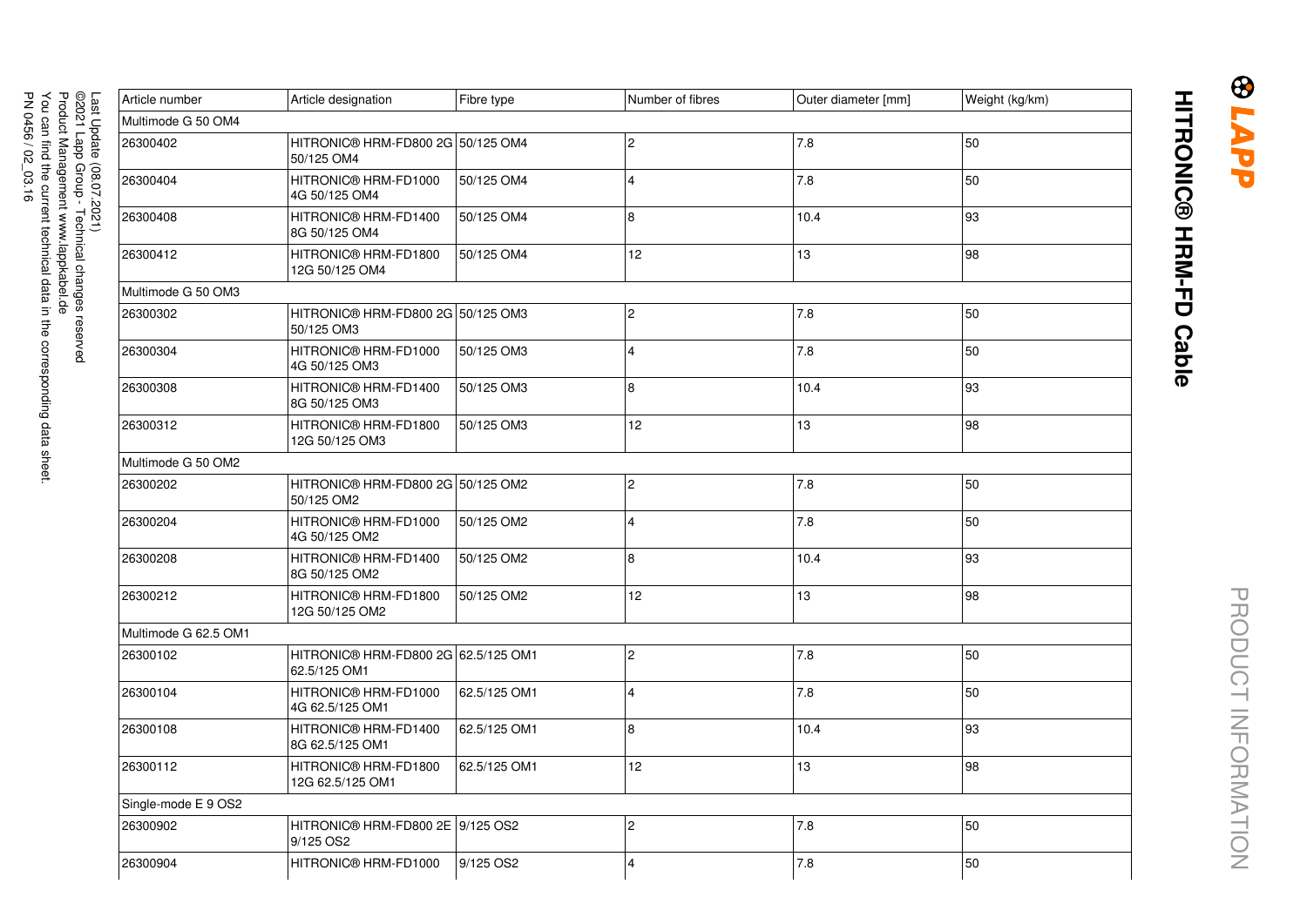# HITRONIC® HRM-FD Cable

PRODUCT INFORMATION

| Article number | Article designation | Fibre type | Number of fibres | Outer diameter [mm] | Weight (kg/km) |
|---|---|---|---|---|---|
| Multimode G 50 OM4 | | | | | |
| 26300402 | HITRONIC® HRM-FD800 2G 50/125 OM4 | 50/125 OM4 | 2 | 7.8 | 50 |
| 26300404 | HITRONIC® HRM-FD1000 4G 50/125 OM4 | 50/125 OM4 | 4 | 7.8 | 50 |
| 26300408 | HITRONIC® HRM-FD1400 8G 50/125 OM4 | 50/125 OM4 | 8 | 10.4 | 93 |
| 26300412 | HITRONIC® HRM-FD1800 12G 50/125 OM4 | 50/125 OM4 | 12 | 13 | 98 |
| Multimode G 50 OM3 | | | | | |
| 26300302 | HITRONIC® HRM-FD800 2G 50/125 OM3 | 50/125 OM3 | 2 | 7.8 | 50 |
| 26300304 | HITRONIC® HRM-FD1000 4G 50/125 OM3 | 50/125 OM3 | 4 | 7.8 | 50 |
| 26300308 | HITRONIC® HRM-FD1400 8G 50/125 OM3 | 50/125 OM3 | 8 | 10.4 | 93 |
| 26300312 | HITRONIC® HRM-FD1800 12G 50/125 OM3 | 50/125 OM3 | 12 | 13 | 98 |
| Multimode G 50 OM2 | | | | | |
| 26300202 | HITRONIC® HRM-FD800 2G 50/125 OM2 | 50/125 OM2 | 2 | 7.8 | 50 |
| 26300204 | HITRONIC® HRM-FD1000 4G 50/125 OM2 | 50/125 OM2 | 4 | 7.8 | 50 |
| 26300208 | HITRONIC® HRM-FD1400 8G 50/125 OM2 | 50/125 OM2 | 8 | 10.4 | 93 |
| 26300212 | HITRONIC® HRM-FD1800 12G 50/125 OM2 | 50/125 OM2 | 12 | 13 | 98 |
| Multimode G 62.5 OM1 | | | | | |
| 26300102 | HITRONIC® HRM-FD800 2G 62.5/125 OM1 | 62.5/125 OM1 | 2 | 7.8 | 50 |
| 26300104 | HITRONIC® HRM-FD1000 4G 62.5/125 OM1 | 62.5/125 OM1 | 4 | 7.8 | 50 |
| 26300108 | HITRONIC® HRM-FD1400 8G 62.5/125 OM1 | 62.5/125 OM1 | 8 | 10.4 | 93 |
| 26300112 | HITRONIC® HRM-FD1800 12G 62.5/125 OM1 | 62.5/125 OM1 | 12 | 13 | 98 |
| Single-mode E 9 OS2 | | | | | |
| 26300902 | HITRONIC® HRM-FD800 2E 9/125 OS2 | 9/125 OS2 | 2 | 7.8 | 50 |
| 26300904 | HITRONIC® HRM-FD1000 | 9/125 OS2 | 4 | 7.8 | 50 |

Last Update (08.07.2021)
©2021 Lapp Group - Technical changes reserved
Product Management www.lappkabel.de
You can find the current technical data in the corresponding data sheet.
PN 0456 / 02_03.16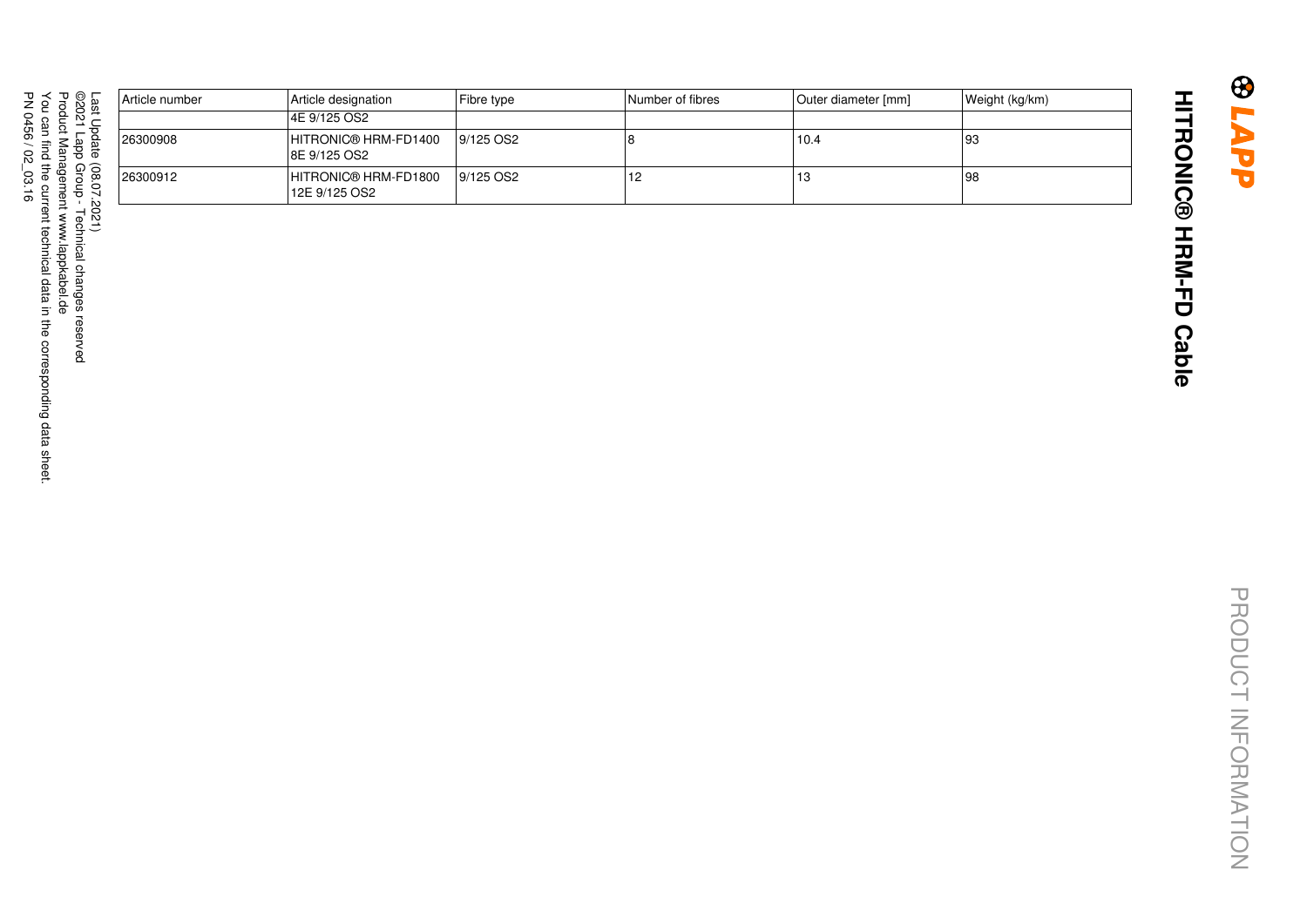# HITRONIC® HRM-FD Cable

PRODUCT INFORMATION

| Article number | Article designation | Fibre type | Number of fibres | Outer diameter [mm] | Weight (kg/km) |
|---|---|---|---|---|---|
| | 4E 9/125 OS2 | | | | |
| 26300908 | HITRONIC® HRM-FD1400 8E 9/125 OS2 | 9/125 OS2 | 8 | 10.4 | 93 |
| 26300912 | HITRONIC® HRM-FD1800 12E 9/125 OS2 | 9/125 OS2 | 12 | 13 | 98 |

Last Update (08.07.2021)
©2021 Lapp Group - Technical changes reserved
Product Management www.lappkabel.de
You can find the current technical data in the corresponding data sheet.
PN 0456 / 02_03.16